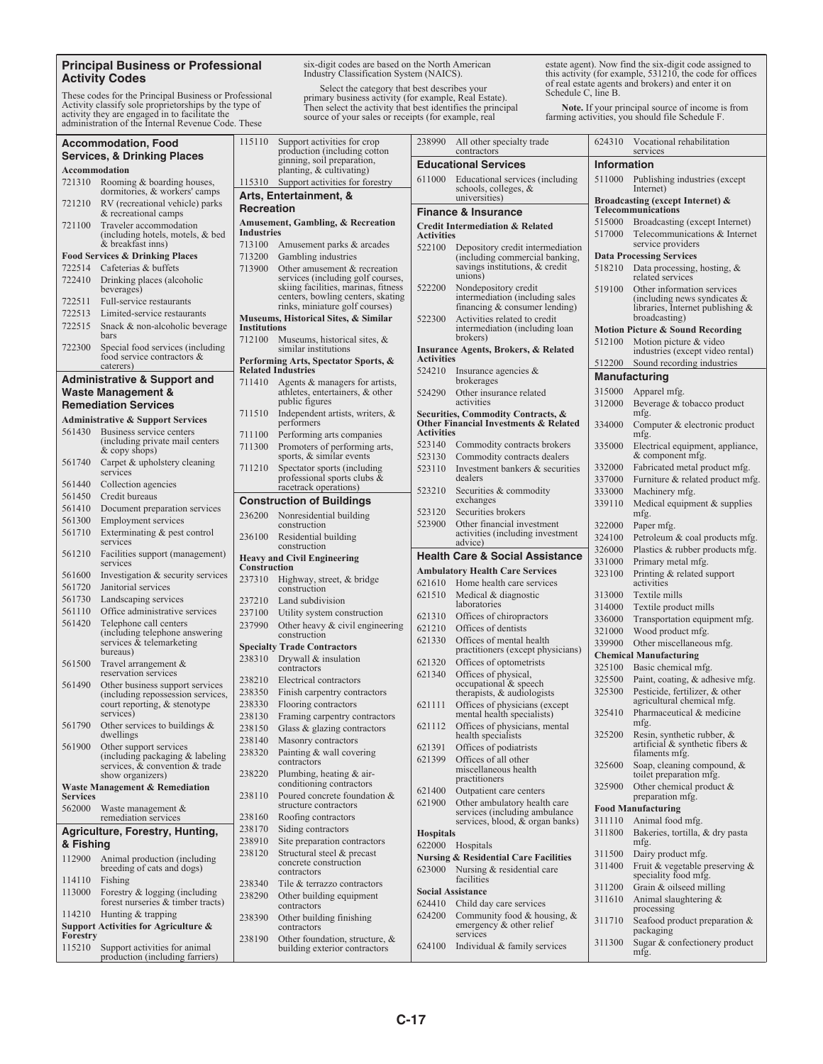## Principal Business or Professional Activity Codes

These codes for the Principal Business or Professional Activity classify sole proprietorships by the type of activity they are engaged in to facilitate the administration of the Internal Revenue Code. These six-digit codes are based on the North American Industry Classification System (NAICS).

Select the category that best describes your primary business activity (for example, Real Estate). Then select the activity that best identifies the principal source of your sales or receipts (for example, real estate agent). Now find the six-digit code assigned to this activity (for example, 531210, the code for offices of real estate agents and brokers) and enter it on Schedule C, line B.

**Note.** If your principal source of income is from farming activities, you should file Schedule F.

### Accommodation, Food Services, & Drinking Places

**Accommodation**

| Code | Activity |
|---|---|
| 721310 | Rooming & boarding houses, dormitories, & workers' camps |
| 721210 | RV (recreational vehicle) parks & recreational camps |
| 721100 | Traveler accommodation (including hotels, motels, & bed & breakfast inns) |

**Food Services & Drinking Places**

| Code | Activity |
|---|---|
| 722514 | Cafeterias & buffets |
| 722410 | Drinking places (alcoholic beverages) |
| 722511 | Full-service restaurants |
| 722513 | Limited-service restaurants |
| 722515 | Snack & non-alcoholic beverage bars |
| 722300 | Special food services (including food service contractors & caterers) |

### Administrative & Support and Waste Management & Remediation Services

**Administrative & Support Services**

| Code | Activity |
|---|---|
| 561430 | Business service centers (including private mail centers & copy shops) |
| 561740 | Carpet & upholstery cleaning services |
| 561440 | Collection agencies |
| 561450 | Credit bureaus |
| 561410 | Document preparation services |
| 561300 | Employment services |
| 561710 | Exterminating & pest control services |
| 561210 | Facilities support (management) services |
| 561600 | Investigation & security services |
| 561720 | Janitorial services |
| 561730 | Landscaping services |
| 561110 | Office administrative services |
| 561420 | Telephone call centers (including telephone answering services & telemarketing bureaus) |
| 561500 | Travel arrangement & reservation services |
| 561490 | Other business support services (including repossession services, court reporting, & stenotype services) |
| 561790 | Other services to buildings & dwellings |
| 561900 | Other support services (including packaging & labeling services, & convention & trade show organizers) |

**Waste Management & Remediation Services**

| Code | Activity |
|---|---|
| 562000 | Waste management & remediation services |

### Agriculture, Forestry, Hunting, & Fishing

| Code | Activity |
|---|---|
| 112900 | Animal production (including breeding of cats and dogs) |
| 114110 | Fishing |
| 113000 | Forestry & logging (including forest nurseries & timber tracts) |
| 114210 | Hunting & trapping |

**Support Activities for Agriculture & Forestry**

| Code | Activity |
|---|---|
| 115210 | Support activities for animal production (including farriers) |
| 115110 | Support activities for crop production (including cotton ginning, soil preparation, planting, & cultivating) |
| 115310 | Support activities for forestry |

### Arts, Entertainment, & Recreation

**Amusement, Gambling, & Recreation Industries**

| Code | Activity |
|---|---|
| 713100 | Amusement parks & arcades |
| 713200 | Gambling industries |
| 713900 | Other amusement & recreation services (including golf courses, skiing facilities, marinas, fitness centers, bowling centers, skating rinks, miniature golf courses) |

**Museums, Historical Sites, & Similar Institutions**

| Code | Activity |
|---|---|
| 712100 | Museums, historical sites, & similar institutions |

**Performing Arts, Spectator Sports, & Related Industries**

| Code | Activity |
|---|---|
| 711410 | Agents & managers for artists, athletes, entertainers, & other public figures |
| 711510 | Independent artists, writers, & performers |
| 711100 | Performing arts companies |
| 711300 | Promoters of performing arts, sports, & similar events |
| 711210 | Spectator sports (including professional sports clubs & racetrack operations) |

### Construction of Buildings

| Code | Activity |
|---|---|
| 236200 | Nonresidential building construction |
| 236100 | Residential building construction |

**Heavy and Civil Engineering Construction**

| Code | Activity |
|---|---|
| 237310 | Highway, street, & bridge construction |
| 237210 | Land subdivision |
| 237100 | Utility system construction |
| 237990 | Other heavy & civil engineering construction |

**Specialty Trade Contractors**

| Code | Activity |
|---|---|
| 238310 | Drywall & insulation contractors |
| 238210 | Electrical contractors |
| 238350 | Finish carpentry contractors |
| 238330 | Flooring contractors |
| 238130 | Framing carpentry contractors |
| 238150 | Glass & glazing contractors |
| 238140 | Masonry contractors |
| 238320 | Painting & wall covering contractors |
| 238220 | Plumbing, heating & air-conditioning contractors |
| 238110 | Poured concrete foundation & structure contractors |
| 238160 | Roofing contractors |
| 238170 | Siding contractors |
| 238910 | Site preparation contractors |
| 238120 | Structural steel & precast concrete construction contractors |
| 238340 | Tile & terrazzo contractors |
| 238290 | Other building equipment contractors |
| 238390 | Other building finishing contractors |
| 238190 | Other foundation, structure, & building exterior contractors |
| 238990 | All other specialty trade contractors |

### Educational Services

| Code | Activity |
|---|---|
| 611000 | Educational services (including schools, colleges, & universities) |

### Finance & Insurance

**Credit Intermediation & Related Activities**

| Code | Activity |
|---|---|
| 522100 | Depository credit intermediation (including commercial banking, savings institutions, & credit unions) |
| 522200 | Nondepository credit intermediation (including sales financing & consumer lending) |
| 522300 | Activities related to credit intermediation (including loan brokers) |

**Insurance Agents, Brokers, & Related Activities**

| Code | Activity |
|---|---|
| 524210 | Insurance agencies & brokerages |
| 524290 | Other insurance related activities |

**Securities, Commodity Contracts, & Other Financial Investments & Related Activities**

| Code | Activity |
|---|---|
| 523140 | Commodity contracts brokers |
| 523130 | Commodity contracts dealers |
| 523110 | Investment bankers & securities dealers |
| 523210 | Securities & commodity exchanges |
| 523120 | Securities brokers |
| 523900 | Other financial investment activities (including investment advice) |

### Health Care & Social Assistance

**Ambulatory Health Care Services**

| Code | Activity |
|---|---|
| 621610 | Home health care services |
| 621510 | Medical & diagnostic laboratories |
| 621310 | Offices of chiropractors |
| 621210 | Offices of dentists |
| 621330 | Offices of mental health practitioners (except physicians) |
| 621320 | Offices of optometrists |
| 621340 | Offices of physical, occupational & speech therapists, & audiologists |
| 621111 | Offices of physicians (except mental health specialists) |
| 621112 | Offices of physicians, mental health specialists |
| 621391 | Offices of podiatrists |
| 621399 | Offices of all other miscellaneous health practitioners |
| 621400 | Outpatient care centers |
| 621900 | Other ambulatory health care services (including ambulance services, blood, & organ banks) |

**Hospitals**

| Code | Activity |
|---|---|
| 622000 | Hospitals |

**Nursing & Residential Care Facilities**

| Code | Activity |
|---|---|
| 623000 | Nursing & residential care facilities |

**Social Assistance**

| Code | Activity |
|---|---|
| 624410 | Child day care services |
| 624200 | Community food & housing, & emergency & other relief services |
| 624100 | Individual & family services |
| 624310 | Vocational rehabilitation services |

### Information

| Code | Activity |
|---|---|
| 511000 | Publishing industries (except Internet) |

**Broadcasting (except Internet) & Telecommunications**

| Code | Activity |
|---|---|
| 515000 | Broadcasting (except Internet) |
| 517000 | Telecommunications & Internet service providers |

**Data Processing Services**

| Code | Activity |
|---|---|
| 518210 | Data processing, hosting, & related services |
| 519100 | Other information services (including news syndicates & libraries, Internet publishing & broadcasting) |

**Motion Picture & Sound Recording**

| Code | Activity |
|---|---|
| 512100 | Motion picture & video industries (except video rental) |
| 512200 | Sound recording industries |

### Manufacturing

| Code | Activity |
|---|---|
| 315000 | Apparel mfg. |
| 312000 | Beverage & tobacco product mfg. |
| 334000 | Computer & electronic product mfg. |
| 335000 | Electrical equipment, appliance, & component mfg. |
| 332000 | Fabricated metal product mfg. |
| 337000 | Furniture & related product mfg. |
| 333000 | Machinery mfg. |
| 339110 | Medical equipment & supplies mfg. |
| 322000 | Paper mfg. |
| 324100 | Petroleum & coal products mfg. |
| 326000 | Plastics & rubber products mfg. |
| 331000 | Primary metal mfg. |
| 323100 | Printing & related support activities |
| 313000 | Textile mills |
| 314000 | Textile product mills |
| 336000 | Transportation equipment mfg. |
| 321000 | Wood product mfg. |
| 339900 | Other miscellaneous mfg. |

**Chemical Manufacturing**

| Code | Activity |
|---|---|
| 325100 | Basic chemical mfg. |
| 325500 | Paint, coating, & adhesive mfg. |
| 325300 | Pesticide, fertilizer, & other agricultural chemical mfg. |
| 325410 | Pharmaceutical & medicine mfg. |
| 325200 | Resin, synthetic rubber, & artificial & synthetic fibers & filaments mfg. |
| 325600 | Soap, cleaning compound, & toilet preparation mfg. |
| 325900 | Other chemical product & preparation mfg. |

**Food Manufacturing**

| Code | Activity |
|---|---|
| 311110 | Animal food mfg. |
| 311800 | Bakeries, tortilla, & dry pasta mfg. |
| 311500 | Dairy product mfg. |
| 311400 | Fruit & vegetable preserving & speciality food mfg. |
| 311200 | Grain & oilseed milling |
| 311610 | Animal slaughtering & processing |
| 311710 | Seafood product preparation & packaging |
| 311300 | Sugar & confectionery product mfg. |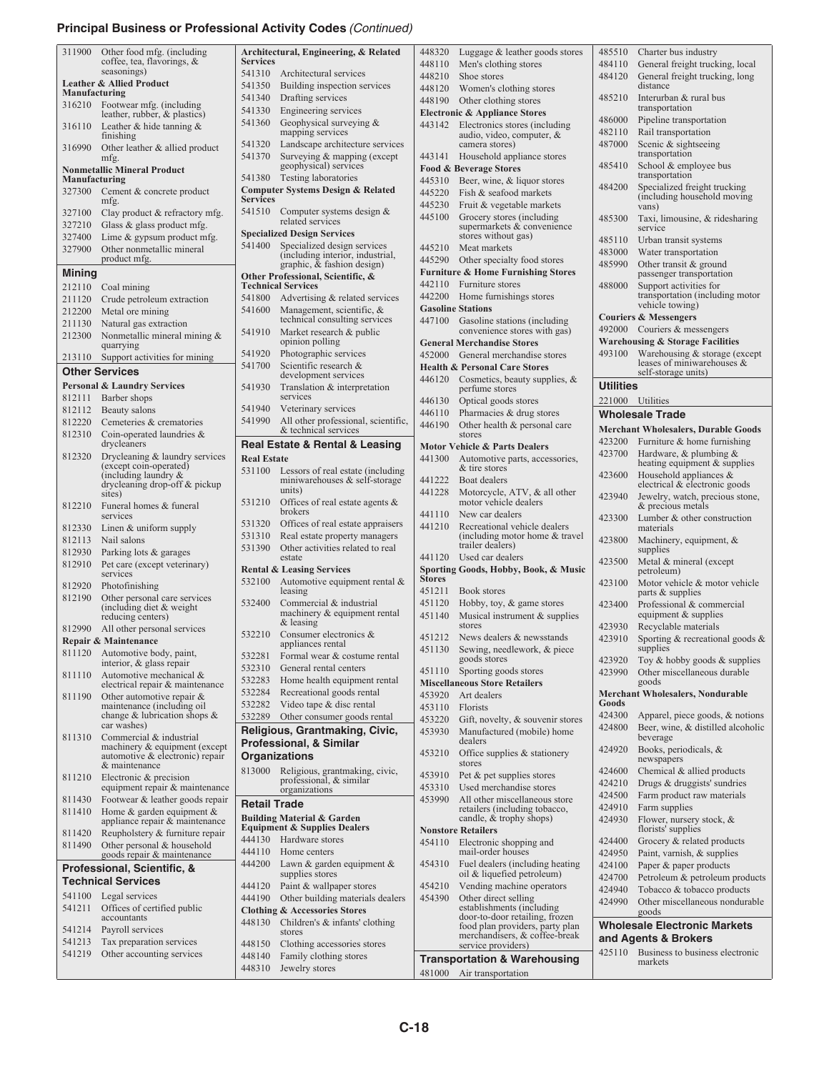## Principal Business or Professional Activity Codes *(Continued)*

311900 Other food mfg. (including coffee, tea, flavorings, & seasonings)

**Leather & Allied Product Manufacturing**

316210 Footwear mfg. (including leather, rubber, & plastics)
316110 Leather & hide tanning & finishing
316990 Other leather & allied product mfg.

**Nonmetallic Mineral Product Manufacturing**

327300 Cement & concrete product mfg.
327100 Clay product & refractory mfg.
327210 Glass & glass product mfg.
327400 Lime & gypsum product mfg.
327900 Other nonmetallic mineral product mfg.

### Mining

212110 Coal mining
211120 Crude petroleum extraction
212200 Metal ore mining
211130 Natural gas extraction
212300 Nonmetallic mineral mining & quarrying
213110 Support activities for mining

### Other Services

**Personal & Laundry Services**

812111 Barber shops
812112 Beauty salons
812220 Cemeteries & crematories
812310 Coin-operated laundries & drycleaners
812320 Drycleaning & laundry services (except coin-operated) (including laundry & drycleaning drop-off & pickup sites)
812210 Funeral homes & funeral services
812330 Linen & uniform supply
812113 Nail salons
812930 Parking lots & garages
812910 Pet care (except veterinary) services
812920 Photofinishing
812190 Other personal care services (including diet & weight reducing centers)
812990 All other personal services

**Repair & Maintenance**

811120 Automotive body, paint, interior, & glass repair
811110 Automotive mechanical & electrical repair & maintenance
811190 Other automotive repair & maintenance (including oil change & lubrication shops & car washes)
811310 Commercial & industrial machinery & equipment (except automotive & electronic) repair & maintenance
811210 Electronic & precision equipment repair & maintenance
811430 Footwear & leather goods repair
811410 Home & garden equipment & appliance repair & maintenance
811420 Reupholstery & furniture repair
811490 Other personal & household goods repair & maintenance

### Professional, Scientific, & Technical Services

541100 Legal services
541211 Offices of certified public accountants
541214 Payroll services
541213 Tax preparation services
541219 Other accounting services

**Architectural, Engineering, & Related Services**

541310 Architectural services
541350 Building inspection services
541340 Drafting services
541330 Engineering services
541360 Geophysical surveying & mapping services
541320 Landscape architecture services
541370 Surveying & mapping (except geophysical) services
541380 Testing laboratories

**Computer Systems Design & Related Services**

541510 Computer systems design & related services

**Specialized Design Services**

541400 Specialized design services (including interior, industrial, graphic, & fashion design)

**Other Professional, Scientific, & Technical Services**

541800 Advertising & related services
541600 Management, scientific, & technical consulting services
541910 Market research & public opinion polling
541920 Photographic services
541700 Scientific research & development services
541930 Translation & interpretation services
541940 Veterinary services
541990 All other professional, scientific, & technical services

### Real Estate & Rental & Leasing

**Real Estate**

531100 Lessors of real estate (including miniwarehouses & self-storage units)
531210 Offices of real estate agents & brokers
531320 Offices of real estate appraisers
531310 Real estate property managers
531390 Other activities related to real estate

**Rental & Leasing Services**

532100 Automotive equipment rental & leasing
532400 Commercial & industrial machinery & equipment rental & leasing
532210 Consumer electronics & appliances rental
532281 Formal wear & costume rental
532310 General rental centers
532283 Home health equipment rental
532284 Recreational goods rental
532282 Video tape & disc rental
532289 Other consumer goods rental

### Religious, Grantmaking, Civic, Professional, & Similar Organizations

813000 Religious, grantmaking, civic, professional, & similar organizations

### Retail Trade

**Building Material & Garden Equipment & Supplies Dealers**

444130 Hardware stores
444110 Home centers
444200 Lawn & garden equipment & supplies stores
444120 Paint & wallpaper stores
444190 Other building materials dealers

**Clothing & Accessories Stores**

448130 Children's & infants' clothing stores
448150 Clothing accessories stores
448140 Family clothing stores
448310 Jewelry stores
448320 Luggage & leather goods stores
448110 Men's clothing stores
448210 Shoe stores
448120 Women's clothing stores
448190 Other clothing stores

**Electronic & Appliance Stores**

443142 Electronics stores (including audio, video, computer, & camera stores)
443141 Household appliance stores

**Food & Beverage Stores**

445310 Beer, wine, & liquor stores
445220 Fish & seafood markets
445230 Fruit & vegetable markets
445100 Grocery stores (including supermarkets & convenience stores without gas)
445210 Meat markets
445290 Other specialty food stores

**Furniture & Home Furnishing Stores**

442110 Furniture stores
442200 Home furnishings stores

**Gasoline Stations**

447100 Gasoline stations (including convenience stores with gas)

**General Merchandise Stores**

452000 General merchandise stores

**Health & Personal Care Stores**

446120 Cosmetics, beauty supplies, & perfume stores
446130 Optical goods stores
446110 Pharmacies & drug stores
446190 Other health & personal care stores

**Motor Vehicle & Parts Dealers**

441300 Automotive parts, accessories, & tire stores
441222 Boat dealers
441228 Motorcycle, ATV, & all other motor vehicle dealers
441110 New car dealers
441210 Recreational vehicle dealers (including motor home & travel trailer dealers)
441120 Used car dealers

**Sporting Goods, Hobby, Book, & Music Stores**

451211 Book stores
451120 Hobby, toy, & game stores
451140 Musical instrument & supplies stores
451212 News dealers & newsstands
451130 Sewing, needlework, & piece goods stores
451110 Sporting goods stores

**Miscellaneous Store Retailers**

453920 Art dealers
453110 Florists
453220 Gift, novelty, & souvenir stores
453930 Manufactured (mobile) home dealers
453210 Office supplies & stationery stores
453910 Pet & pet supplies stores
453310 Used merchandise stores
453990 All other miscellaneous store retailers (including tobacco, candle, & trophy shops)

**Nonstore Retailers**

454110 Electronic shopping and mail-order houses
454310 Fuel dealers (including heating oil & liquefied petroleum)
454210 Vending machine operators
454390 Other direct selling establishments (including door-to-door retailing, frozen food plan providers, party plan merchandisers, & coffee-break service providers)

### Transportation & Warehousing

481000 Air transportation
485510 Charter bus industry
484110 General freight trucking, local
484120 General freight trucking, long distance
485210 Interurban & rural bus transportation
486000 Pipeline transportation
482110 Rail transportation
487000 Scenic & sightseeing transportation
485410 School & employee bus transportation
484200 Specialized freight trucking (including household moving vans)
485300 Taxi, limousine, & ridesharing service
485110 Urban transit systems
483000 Water transportation
485990 Other transit & ground passenger transportation
488000 Support activities for transportation (including motor vehicle towing)

**Couriers & Messengers**

492000 Couriers & messengers

**Warehousing & Storage Facilities**

493100 Warehousing & storage (except leases of miniwarehouses & self-storage units)

### Utilities

221000 Utilities

### Wholesale Trade

**Merchant Wholesalers, Durable Goods**

423200 Furniture & home furnishing
423700 Hardware, & plumbing & heating equipment & supplies
423600 Household appliances & electrical & electronic goods
423940 Jewelry, watch, precious stone, & precious metals
423300 Lumber & other construction materials
423800 Machinery, equipment, & supplies
423500 Metal & mineral (except petroleum)
423100 Motor vehicle & motor vehicle parts & supplies
423400 Professional & commercial equipment & supplies
423930 Recyclable materials
423910 Sporting & recreational goods & supplies
423920 Toy & hobby goods & supplies
423990 Other miscellaneous durable goods

**Merchant Wholesalers, Nondurable Goods**

424300 Apparel, piece goods, & notions
424800 Beer, wine, & distilled alcoholic beverage
424920 Books, periodicals, & newspapers
424600 Chemical & allied products
424210 Drugs & druggists' sundries
424500 Farm product raw materials
424910 Farm supplies
424930 Flower, nursery stock, & florists' supplies
424400 Grocery & related products
424950 Paint, varnish, & supplies
424100 Paper & paper products
424700 Petroleum & petroleum products
424940 Tobacco & tobacco products
424990 Other miscellaneous nondurable goods

### Wholesale Electronic Markets and Agents & Brokers

425110 Business to business electronic markets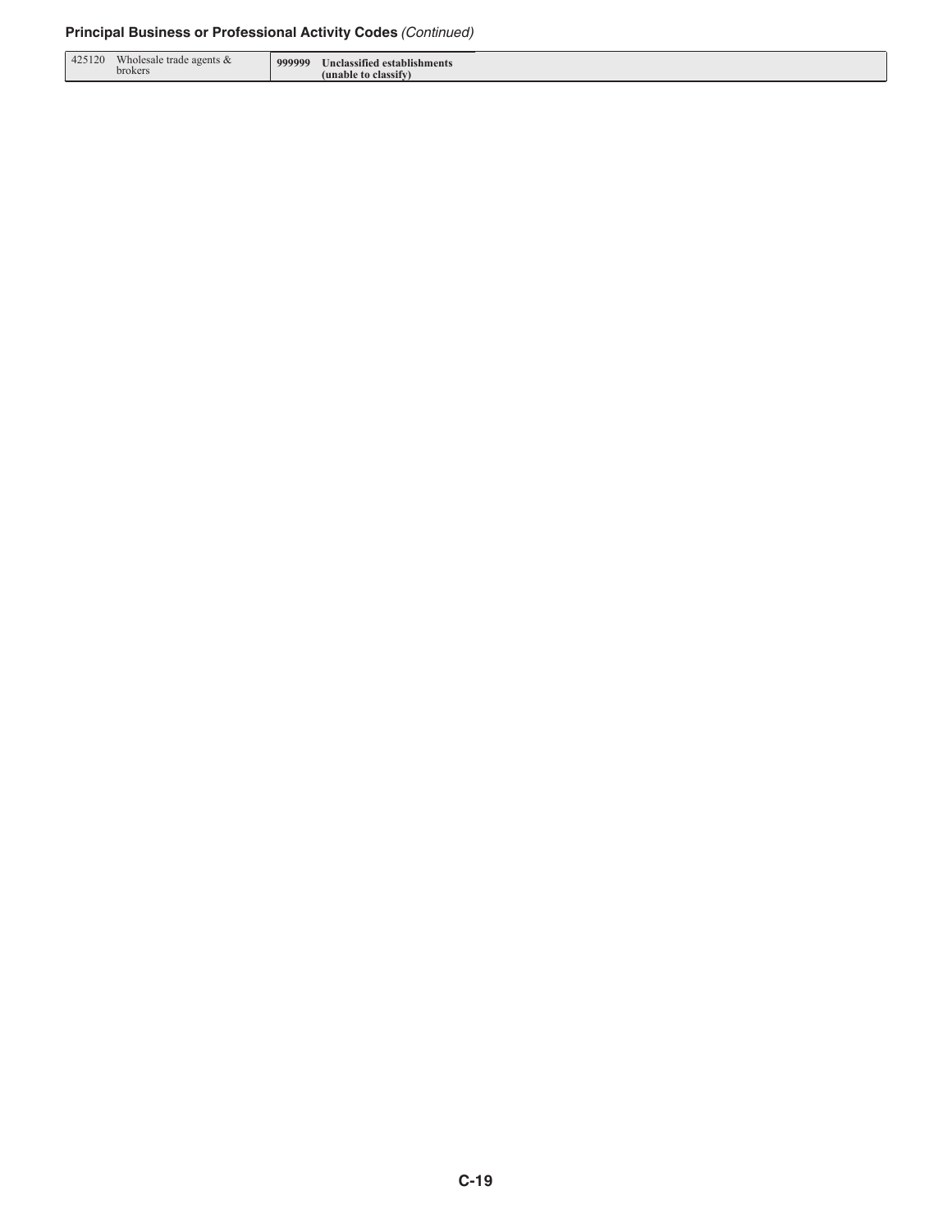## Principal Business or Professional Activity Codes *(Continued)*

| | | | |
|---|---|---|---|
| 425120 | Wholesale trade agents & brokers | **999999** | **Unclassified establishments (unable to classify)** |